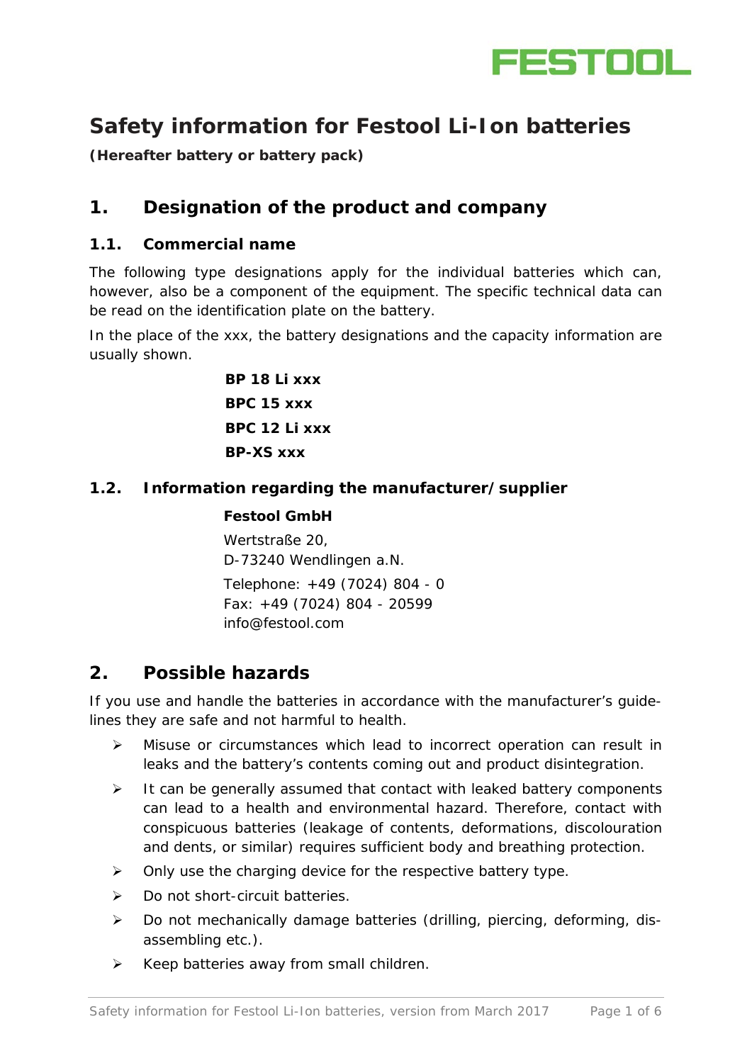# Safety information for Festool Li-Ion batteries

**(Hereafter battery or battery pack)**

## 1. Designation of the product and company

### 1.1. Commercial name

The following type designations apply for the individual batteries which can, however, also be a component of the equipment. The specific technical data can be read on the identification plate on the battery.

In the place of the xxx, the battery designations and the capacity information are usually shown.

**BP 18 Li xxx**

**BPC 15 xxx**

**BPC 12 Li xxx**

**BP-XS xxx**

### 1.2. Information regarding the manufacturer/supplier

**Festool GmbH**

Wertstraße 20,
D-73240 Wendlingen a.N.

Telephone: +49 (7024) 804 - 0
Fax: +49 (7024) 804 - 20599
info@festool.com

## 2. Possible hazards

If you use and handle the batteries in accordance with the manufacturer's guidelines they are safe and not harmful to health.

- Misuse or circumstances which lead to incorrect operation can result in leaks and the battery's contents coming out and product disintegration.
- It can be generally assumed that contact with leaked battery components can lead to a health and environmental hazard. Therefore, contact with conspicuous batteries (leakage of contents, deformations, discolouration and dents, or similar) requires sufficient body and breathing protection.
- Only use the charging device for the respective battery type.
- Do not short-circuit batteries.
- Do not mechanically damage batteries (drilling, piercing, deforming, disassembling etc.).
- Keep batteries away from small children.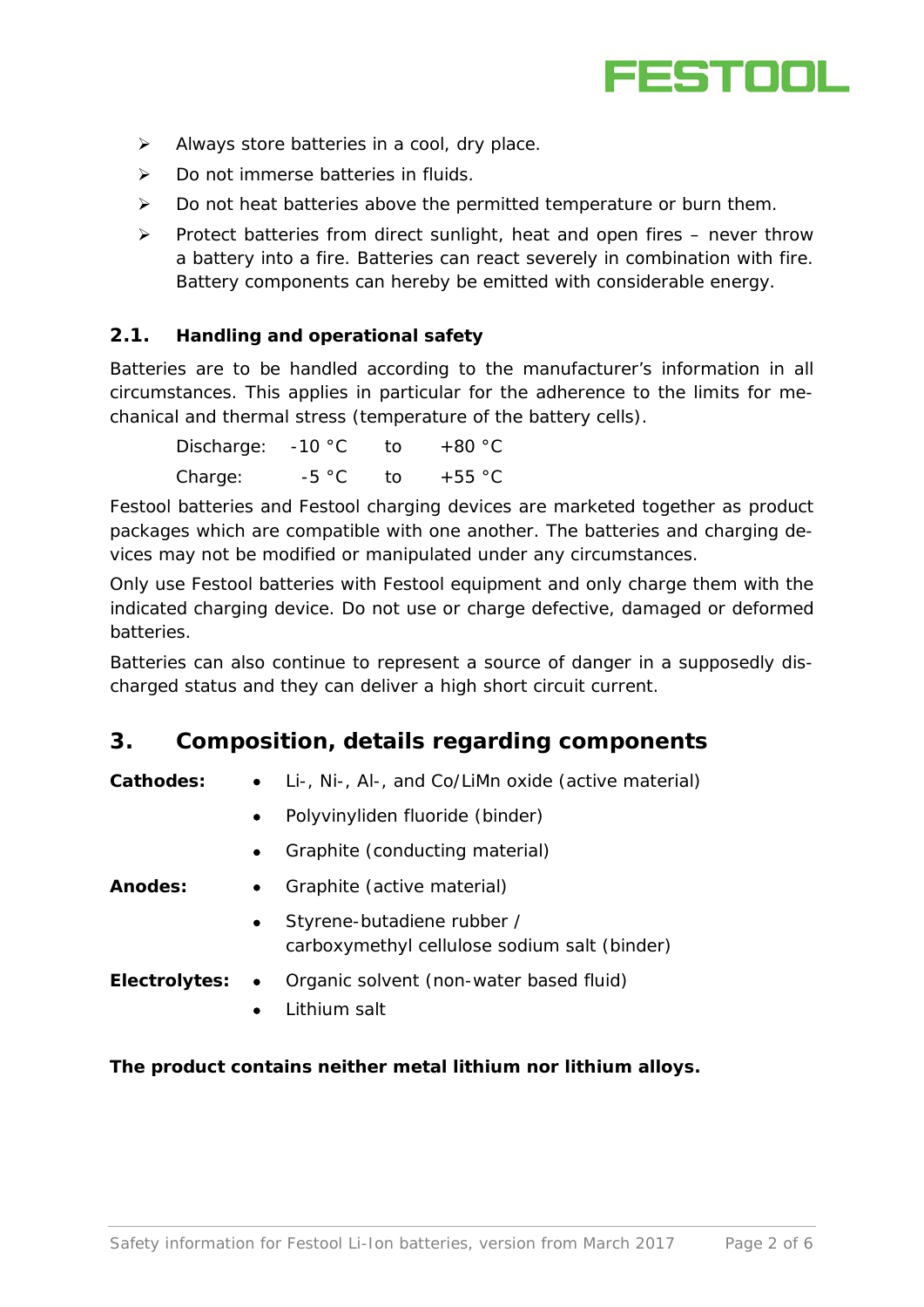- Always store batteries in a cool, dry place.
- Do not immerse batteries in fluids.
- Do not heat batteries above the permitted temperature or burn them.
- Protect batteries from direct sunlight, heat and open fires – never throw a battery into a fire. Batteries can react severely in combination with fire. Battery components can hereby be emitted with considerable energy.

### 2.1. Handling and operational safety

Batteries are to be handled according to the manufacturer's information in all circumstances. This applies in particular for the adherence to the limits for mechanical and thermal stress (temperature of the battery cells).

| | | | |
|---|---|---|---|
| Discharge: | -10 °C | to | +80 °C |
| Charge: | -5 °C | to | +55 °C |

Festool batteries and Festool charging devices are marketed together as product packages which are compatible with one another. The batteries and charging devices may not be modified or manipulated under any circumstances.

Only use Festool batteries with Festool equipment and only charge them with the indicated charging device. Do not use or charge defective, damaged or deformed batteries.

Batteries can also continue to represent a source of danger in a supposedly discharged status and they can deliver a high short circuit current.

## 3. Composition, details regarding components

**Cathodes:**
- Li-, Ni-, Al-, and Co/LiMn oxide (active material)
- Polyvinyliden fluoride (binder)
- Graphite (conducting material)

**Anodes:**
- Graphite (active material)
- Styrene-butadiene rubber / carboxymethyl cellulose sodium salt (binder)

**Electrolytes:**
- Organic solvent (non-water based fluid)
- Lithium salt

**The product contains neither metal lithium nor lithium alloys.**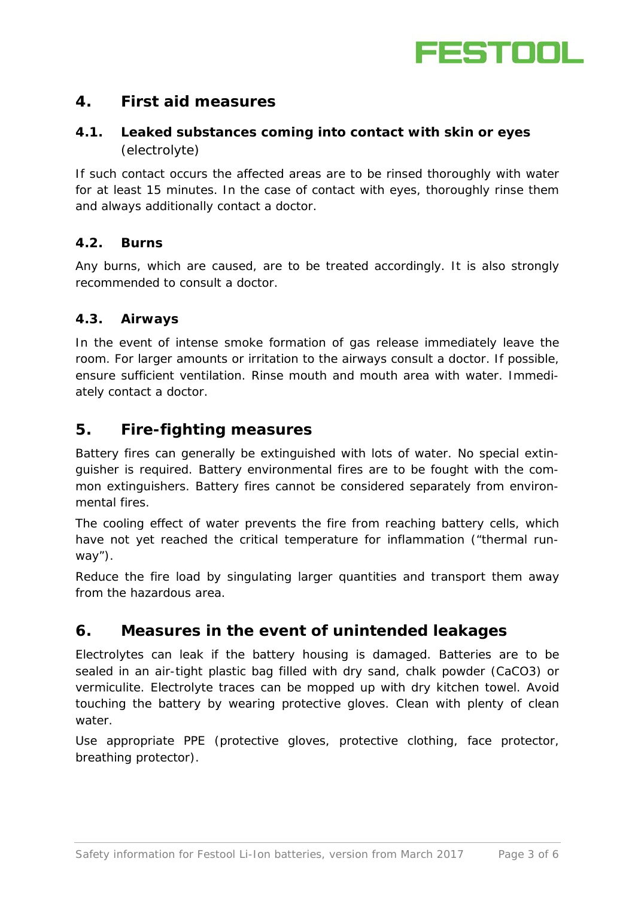## 4. First aid measures

### 4.1. Leaked substances coming into contact with skin or eyes (electrolyte)

If such contact occurs the affected areas are to be rinsed thoroughly with water for at least 15 minutes. In the case of contact with eyes, thoroughly rinse them and always additionally contact a doctor.

### 4.2. Burns

Any burns, which are caused, are to be treated accordingly. It is also strongly recommended to consult a doctor.

### 4.3. Airways

In the event of intense smoke formation of gas release immediately leave the room. For larger amounts or irritation to the airways consult a doctor. If possible, ensure sufficient ventilation. Rinse mouth and mouth area with water. Immediately contact a doctor.

## 5. Fire-fighting measures

Battery fires can generally be extinguished with lots of water. No special extinguisher is required. Battery environmental fires are to be fought with the common extinguishers. Battery fires cannot be considered separately from environmental fires.

The cooling effect of water prevents the fire from reaching battery cells, which have not yet reached the critical temperature for inflammation ("thermal runway").

Reduce the fire load by singulating larger quantities and transport them away from the hazardous area.

## 6. Measures in the event of unintended leakages

Electrolytes can leak if the battery housing is damaged. Batteries are to be sealed in an air-tight plastic bag filled with dry sand, chalk powder ($CaCO_3$) or vermiculite. Electrolyte traces can be mopped up with dry kitchen towel. Avoid touching the battery by wearing protective gloves. Clean with plenty of clean water.

Use appropriate PPE (protective gloves, protective clothing, face protector, breathing protector).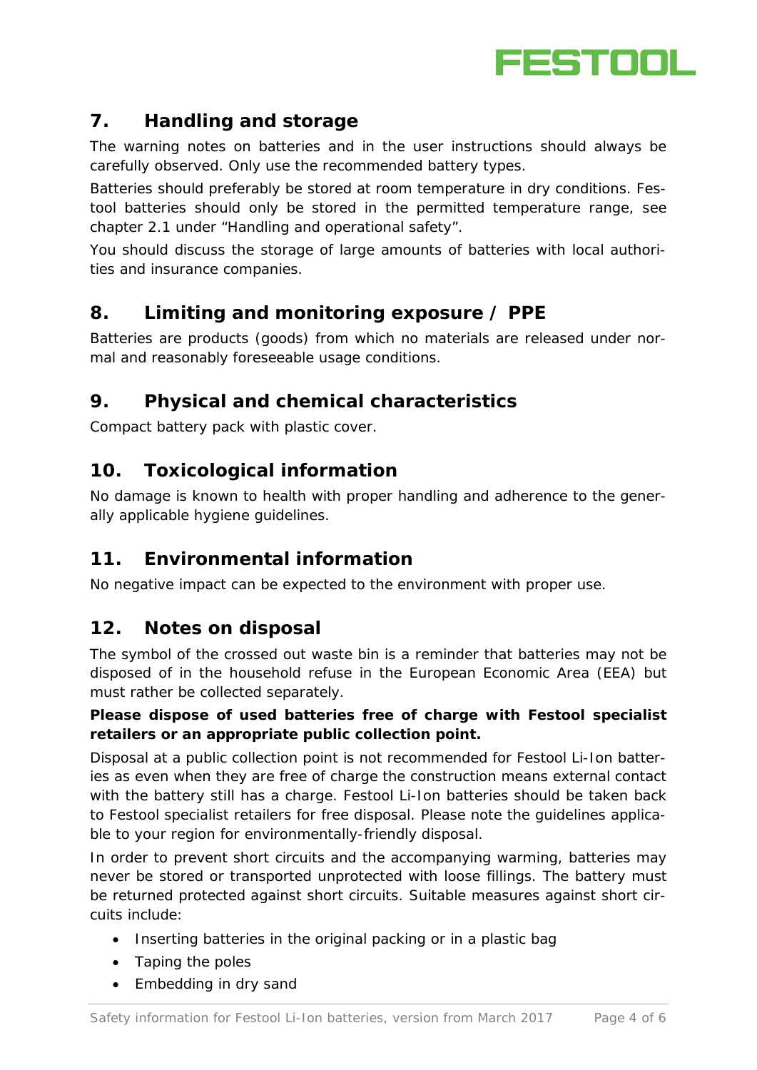## 7. Handling and storage

The warning notes on batteries and in the user instructions should always be carefully observed. Only use the recommended battery types.

Batteries should preferably be stored at room temperature in dry conditions. Festool batteries should only be stored in the permitted temperature range, see chapter 2.1 under “Handling and operational safety”.

You should discuss the storage of large amounts of batteries with local authorities and insurance companies.

## 8. Limiting and monitoring exposure / PPE

Batteries are products (goods) from which no materials are released under normal and reasonably foreseeable usage conditions.

## 9. Physical and chemical characteristics

Compact battery pack with plastic cover.

## 10. Toxicological information

No damage is known to health with proper handling and adherence to the generally applicable hygiene guidelines.

## 11. Environmental information

No negative impact can be expected to the environment with proper use.

## 12. Notes on disposal

The symbol of the crossed out waste bin is a reminder that batteries may not be disposed of in the household refuse in the European Economic Area (EEA) but must rather be collected separately.

**Please dispose of used batteries free of charge with Festool specialist retailers or an appropriate public collection point.**

Disposal at a public collection point is not recommended for Festool Li-Ion batteries as even when they are free of charge the construction means external contact with the battery still has a charge. Festool Li-Ion batteries should be taken back to Festool specialist retailers for free disposal. Please note the guidelines applicable to your region for environmentally-friendly disposal.

In order to prevent short circuits and the accompanying warming, batteries may never be stored or transported unprotected with loose fillings. The battery must be returned protected against short circuits. Suitable measures against short circuits include:

- Inserting batteries in the original packing or in a plastic bag
- Taping the poles
- Embedding in dry sand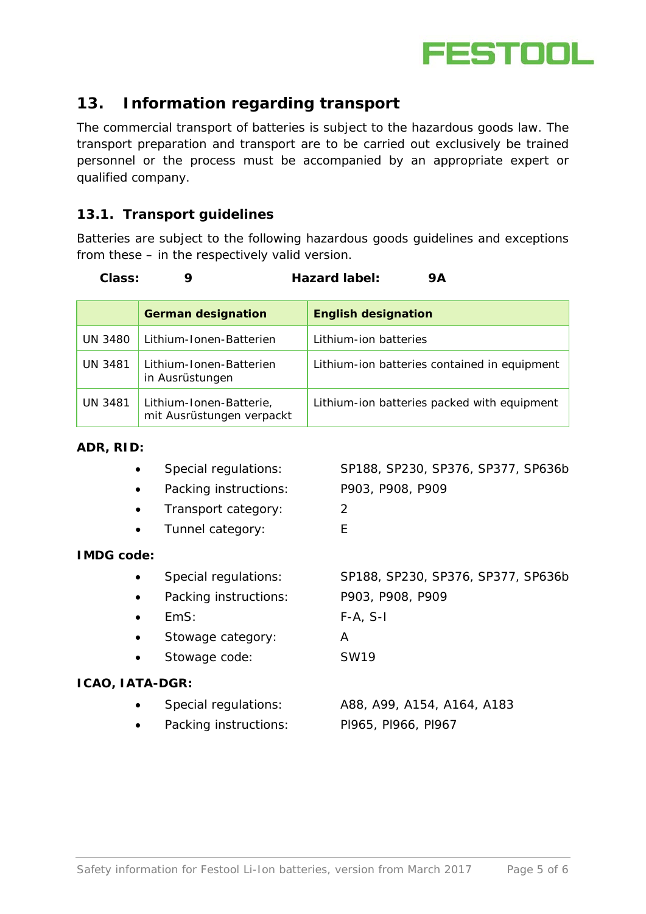## 13. Information regarding transport

The commercial transport of batteries is subject to the hazardous goods law. The transport preparation and transport are to be carried out exclusively be trained personnel or the process must be accompanied by an appropriate expert or qualified company.

### 13.1. Transport guidelines

Batteries are subject to the following hazardous goods guidelines and exceptions from these – in the respectively valid version.

**Class:** **9** **Hazard label:** **9A**

| | **German designation** | **English designation** |
|---|---|---|
| UN 3480 | Lithium-Ionen-Batterien | Lithium-ion batteries |
| UN 3481 | Lithium-Ionen-Batterien in Ausrüstungen | Lithium-ion batteries contained in equipment |
| UN 3481 | Lithium-Ionen-Batterie, mit Ausrüstungen verpackt | Lithium-ion batteries packed with equipment |

**ADR, RID:**

- Special regulations: SP188, SP230, SP376, SP377, SP636b
- Packing instructions: P903, P908, P909
- Transport category: 2
- Tunnel category: E

**IMDG code:**

- Special regulations: SP188, SP230, SP376, SP377, SP636b
- Packing instructions: P903, P908, P909
- EmS: F-A, S-I
- Stowage category: A
- Stowage code: SW19

**ICAO, IATA-DGR:**

- Special regulations: A88, A99, A154, A164, A183
- Packing instructions: PI965, PI966, PI967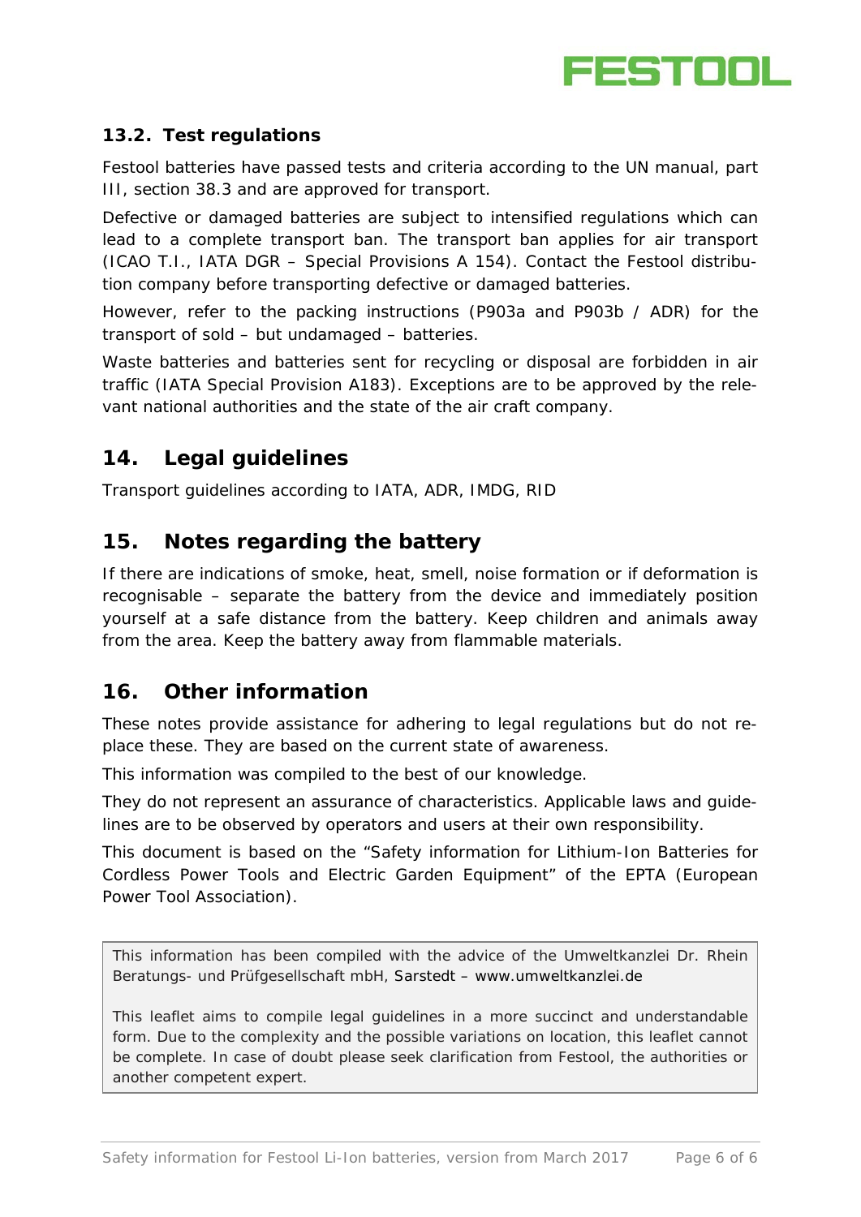### 13.2. Test regulations

Festool batteries have passed tests and criteria according to the UN manual, part III, section 38.3 and are approved for transport.

Defective or damaged batteries are subject to intensified regulations which can lead to a complete transport ban. The transport ban applies for air transport (ICAO T.I., IATA DGR – Special Provisions A 154). Contact the Festool distribution company before transporting defective or damaged batteries.

However, refer to the packing instructions (P903a and P903b / ADR) for the transport of sold – but undamaged – batteries.

Waste batteries and batteries sent for recycling or disposal are forbidden in air traffic (IATA Special Provision A183). Exceptions are to be approved by the relevant national authorities and the state of the air craft company.

## 14. Legal guidelines

Transport guidelines according to IATA, ADR, IMDG, RID

## 15. Notes regarding the battery

If there are indications of smoke, heat, smell, noise formation or if deformation is recognisable – separate the battery from the device and immediately position yourself at a safe distance from the battery. Keep children and animals away from the area. Keep the battery away from flammable materials.

## 16. Other information

These notes provide assistance for adhering to legal regulations but do not replace these. They are based on the current state of awareness.

This information was compiled to the best of our knowledge.

They do not represent an assurance of characteristics. Applicable laws and guidelines are to be observed by operators and users at their own responsibility.

This document is based on the "Safety information for Lithium-Ion Batteries for Cordless Power Tools and Electric Garden Equipment" of the EPTA (European Power Tool Association).

This information has been compiled with the advice of the Umweltkanzlei Dr. Rhein Beratungs- und Prüfgesellschaft mbH, Sarstedt – www.umweltkanzlei.de

This leaflet aims to compile legal guidelines in a more succinct and understandable form. Due to the complexity and the possible variations on location, this leaflet cannot be complete. In case of doubt please seek clarification from Festool, the authorities or another competent expert.